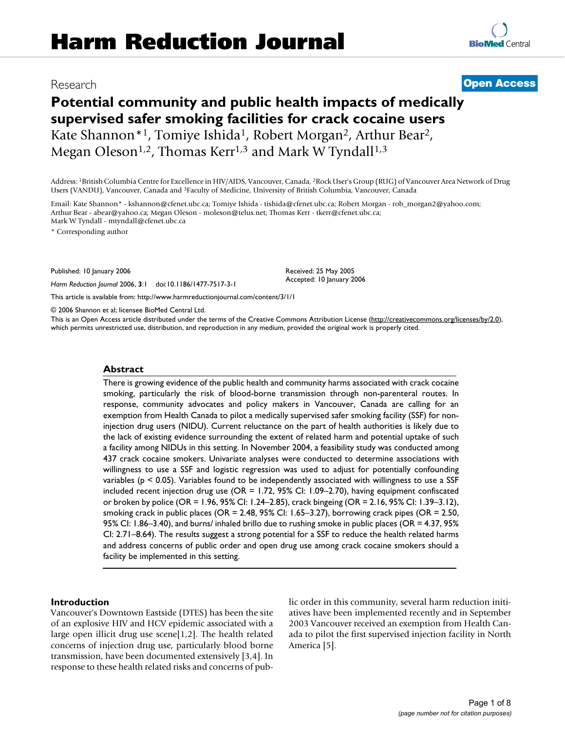# Harm Reduction Journal

Research

**Open Access**

# Potential community and public health impacts of medically supervised safer smoking facilities for crack cocaine users

Kate Shannon*[1], Tomiye Ishida[1], Robert Morgan[2], Arthur Bear[2], Megan Oleson[1,2], Thomas Kerr[1,3] and Mark W Tyndall[1,3]

Address: [1]British Columbia Centre for Excellence in HIV/AIDS, Vancouver, Canada, [2]Rock User's Group (RUG) of Vancouver Area Network of Drug Users (VANDU), Vancouver, Canada and [3]Faculty of Medicine, University of British Columbia, Vancouver, Canada

Email: Kate Shannon* - kshannon@cfenet.ubc.ca; Tomiye Ishida - tishida@cfenet.ubc.ca; Robert Morgan - rob_morgan2@yahoo.com; Arthur Bear - abear@yahoo.ca; Megan Oleson - moleson@telus.net; Thomas Kerr - tkerr@cfenet.ubc.ca; Mark W Tyndall - mtyndall@cfenet.ubc.ca

* Corresponding author

Published: 10 January 2006

*Harm Reduction Journal* 2006, **3**:1 doi:10.1186/1477-7517-3-1

Received: 25 May 2005
Accepted: 10 January 2006

This article is available from: http://www.harmreductionjournal.com/content/3/1/1

© 2006 Shannon et al; licensee BioMed Central Ltd.

This is an Open Access article distributed under the terms of the Creative Commons Attribution License (http://creativecommons.org/licenses/by/2.0), which permits unrestricted use, distribution, and reproduction in any medium, provided the original work is properly cited.

## Abstract

There is growing evidence of the public health and community harms associated with crack cocaine smoking, particularly the risk of blood-borne transmission through non-parenteral routes. In response, community advocates and policy makers in Vancouver, Canada are calling for an exemption from Health Canada to pilot a medically supervised safer smoking facility (SSF) for non-injection drug users (NIDU). Current reluctance on the part of health authorities is likely due to the lack of existing evidence surrounding the extent of related harm and potential uptake of such a facility among NIDUs in this setting. In November 2004, a feasibility study was conducted among 437 crack cocaine smokers. Univariate analyses were conducted to determine associations with willingness to use a SSF and logistic regression was used to adjust for potentially confounding variables ($p < 0.05$). Variables found to be independently associated with willingness to use a SSF included recent injection drug use (OR = 1.72, 95% CI: 1.09–2.70), having equipment confiscated or broken by police (OR = 1.96, 95% CI: 1.24–2.85), crack bingeing (OR = 2.16, 95% CI: 1.39–3.12), smoking crack in public places (OR = 2.48, 95% CI: 1.65–3.27), borrowing crack pipes (OR = 2.50, 95% CI: 1.86–3.40), and burns/ inhaled brillo due to rushing smoke in public places (OR = 4.37, 95% CI: 2.71–8.64). The results suggest a strong potential for a SSF to reduce the health related harms and address concerns of public order and open drug use among crack cocaine smokers should a facility be implemented in this setting.

## Introduction

Vancouver's Downtown Eastside (DTES) has been the site of an explosive HIV and HCV epidemic associated with a large open illicit drug use scene[1,2]. The health related concerns of injection drug use, particularly blood borne transmission, have been documented extensively [3,4]. In response to these health related risks and concerns of public order in this community, several harm reduction initiatives have been implemented recently and in September 2003 Vancouver received an exemption from Health Canada to pilot the first supervised injection facility in North America [5].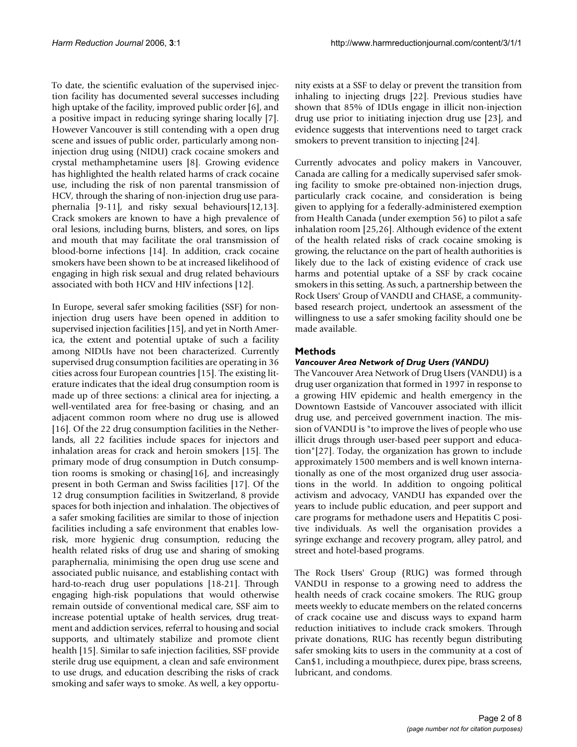To date, the scientific evaluation of the supervised injection facility has documented several successes including high uptake of the facility, improved public order [6], and a positive impact in reducing syringe sharing locally [7]. However Vancouver is still contending with a open drug scene and issues of public order, particularly among non-injection drug using (NIDU) crack cocaine smokers and crystal methamphetamine users [8]. Growing evidence has highlighted the health related harms of crack cocaine use, including the risk of non parental transmission of HCV, through the sharing of non-injection drug use paraphernalia [9-11], and risky sexual behaviours[12,13]. Crack smokers are known to have a high prevalence of oral lesions, including burns, blisters, and sores, on lips and mouth that may facilitate the oral transmission of blood-borne infections [14]. In addition, crack cocaine smokers have been shown to be at increased likelihood of engaging in high risk sexual and drug related behaviours associated with both HCV and HIV infections [12].

In Europe, several safer smoking facilities (SSF) for non-injection drug users have been opened in addition to supervised injection facilities [15], and yet in North America, the extent and potential uptake of such a facility among NIDUs have not been characterized. Currently supervised drug consumption facilities are operating in 36 cities across four European countries [15]. The existing literature indicates that the ideal drug consumption room is made up of three sections: a clinical area for injecting, a well-ventilated area for free-basing or chasing, and an adjacent common room where no drug use is allowed [16]. Of the 22 drug consumption facilities in the Netherlands, all 22 facilities include spaces for injectors and inhalation areas for crack and heroin smokers [15]. The primary mode of drug consumption in Dutch consumption rooms is smoking or chasing[16], and increasingly present in both German and Swiss facilities [17]. Of the 12 drug consumption facilities in Switzerland, 8 provide spaces for both injection and inhalation. The objectives of a safer smoking facilities are similar to those of injection facilities including a safe environment that enables low-risk, more hygienic drug consumption, reducing the health related risks of drug use and sharing of smoking paraphernalia, minimising the open drug use scene and associated public nuisance, and establishing contact with hard-to-reach drug user populations [18-21]. Through engaging high-risk populations that would otherwise remain outside of conventional medical care, SSF aim to increase potential uptake of health services, drug treatment and addiction services, referral to housing and social supports, and ultimately stabilize and promote client health [15]. Similar to safe injection facilities, SSF provide sterile drug use equipment, a clean and safe environment to use drugs, and education describing the risks of crack smoking and safer ways to smoke. As well, a key opportunity exists at a SSF to delay or prevent the transition from inhaling to injecting drugs [22]. Previous studies have shown that 85% of IDUs engage in illicit non-injection drug use prior to initiating injection drug use [23], and evidence suggests that interventions need to target crack smokers to prevent transition to injecting [24].

Currently advocates and policy makers in Vancouver, Canada are calling for a medically supervised safer smoking facility to smoke pre-obtained non-injection drugs, particularly crack cocaine, and consideration is being given to applying for a federally-administered exemption from Health Canada (under exemption 56) to pilot a safe inhalation room [25,26]. Although evidence of the extent of the health related risks of crack cocaine smoking is growing, the reluctance on the part of health authorities is likely due to the lack of existing evidence of crack use harms and potential uptake of a SSF by crack cocaine smokers in this setting. As such, a partnership between the Rock Users' Group of VANDU and CHASE, a community-based research project, undertook an assessment of the willingness to use a safer smoking facility should one be made available.

## Methods

### *Vancouver Area Network of Drug Users (VANDU)*

The Vancouver Area Network of Drug Users (VANDU) is a drug user organization that formed in 1997 in response to a growing HIV epidemic and health emergency in the Downtown Eastside of Vancouver associated with illicit drug use, and perceived government inaction. The mission of VANDU is "to improve the lives of people who use illicit drugs through user-based peer support and education"[27]. Today, the organization has grown to include approximately 1500 members and is well known internationally as one of the most organized drug user associations in the world. In addition to ongoing political activism and advocacy, VANDU has expanded over the years to include public education, and peer support and care programs for methadone users and Hepatitis C positive individuals. As well the organisation provides a syringe exchange and recovery program, alley patrol, and street and hotel-based programs.

The Rock Users' Group (RUG) was formed through VANDU in response to a growing need to address the health needs of crack cocaine smokers. The RUG group meets weekly to educate members on the related concerns of crack cocaine use and discuss ways to expand harm reduction initiatives to include crack smokers. Through private donations, RUG has recently begun distributing safer smoking kits to users in the community at a cost of Can$1, including a mouthpiece, durex pipe, brass screens, lubricant, and condoms.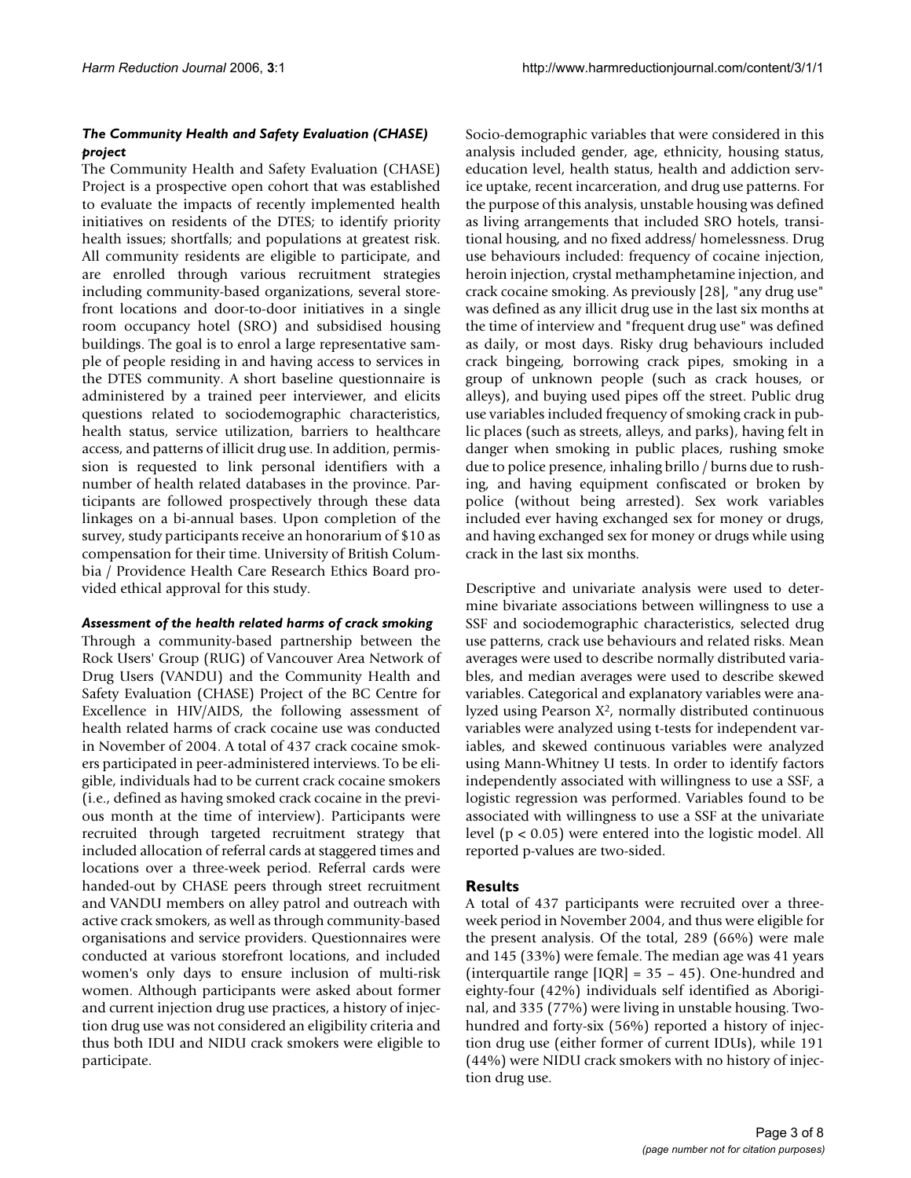### *The Community Health and Safety Evaluation (CHASE) project*

The Community Health and Safety Evaluation (CHASE) Project is a prospective open cohort that was established to evaluate the impacts of recently implemented health initiatives on residents of the DTES; to identify priority health issues; shortfalls; and populations at greatest risk. All community residents are eligible to participate, and are enrolled through various recruitment strategies including community-based organizations, several storefront locations and door-to-door initiatives in a single room occupancy hotel (SRO) and subsidised housing buildings. The goal is to enrol a large representative sample of people residing in and having access to services in the DTES community. A short baseline questionnaire is administered by a trained peer interviewer, and elicits questions related to sociodemographic characteristics, health status, service utilization, barriers to healthcare access, and patterns of illicit drug use. In addition, permission is requested to link personal identifiers with a number of health related databases in the province. Participants are followed prospectively through these data linkages on a bi-annual bases. Upon completion of the survey, study participants receive an honorarium of $10 as compensation for their time. University of British Columbia / Providence Health Care Research Ethics Board provided ethical approval for this study.

### *Assessment of the health related harms of crack smoking*

Through a community-based partnership between the Rock Users' Group (RUG) of Vancouver Area Network of Drug Users (VANDU) and the Community Health and Safety Evaluation (CHASE) Project of the BC Centre for Excellence in HIV/AIDS, the following assessment of health related harms of crack cocaine use was conducted in November of 2004. A total of 437 crack cocaine smokers participated in peer-administered interviews. To be eligible, individuals had to be current crack cocaine smokers (i.e., defined as having smoked crack cocaine in the previous month at the time of interview). Participants were recruited through targeted recruitment strategy that included allocation of referral cards at staggered times and locations over a three-week period. Referral cards were handed-out by CHASE peers through street recruitment and VANDU members on alley patrol and outreach with active crack smokers, as well as through community-based organisations and service providers. Questionnaires were conducted at various storefront locations, and included women's only days to ensure inclusion of multi-risk women. Although participants were asked about former and current injection drug use practices, a history of injection drug use was not considered an eligibility criteria and thus both IDU and NIDU crack smokers were eligible to participate.

Socio-demographic variables that were considered in this analysis included gender, age, ethnicity, housing status, education level, health status, health and addiction service uptake, recent incarceration, and drug use patterns. For the purpose of this analysis, unstable housing was defined as living arrangements that included SRO hotels, transitional housing, and no fixed address/ homelessness. Drug use behaviours included: frequency of cocaine injection, heroin injection, crystal methamphetamine injection, and crack cocaine smoking. As previously [28], "any drug use" was defined as any illicit drug use in the last six months at the time of interview and "frequent drug use" was defined as daily, or most days. Risky drug behaviours included crack bingeing, borrowing crack pipes, smoking in a group of unknown people (such as crack houses, or alleys), and buying used pipes off the street. Public drug use variables included frequency of smoking crack in public places (such as streets, alleys, and parks), having felt in danger when smoking in public places, rushing smoke due to police presence, inhaling brillo / burns due to rushing, and having equipment confiscated or broken by police (without being arrested). Sex work variables included ever having exchanged sex for money or drugs, and having exchanged sex for money or drugs while using crack in the last six months.

Descriptive and univariate analysis were used to determine bivariate associations between willingness to use a SSF and sociodemographic characteristics, selected drug use patterns, crack use behaviours and related risks. Mean averages were used to describe normally distributed variables, and median averages were used to describe skewed variables. Categorical and explanatory variables were analyzed using Pearson $X^2$, normally distributed continuous variables were analyzed using t-tests for independent variables, and skewed continuous variables were analyzed using Mann-Whitney U tests. In order to identify factors independently associated with willingness to use a SSF, a logistic regression was performed. Variables found to be associated with willingness to use a SSF at the univariate level ($p < 0.05$) were entered into the logistic model. All reported p-values are two-sided.

## Results

A total of 437 participants were recruited over a three-week period in November 2004, and thus were eligible for the present analysis. Of the total, 289 (66%) were male and 145 (33%) were female. The median age was 41 years (interquartile range [IQR] = 35 – 45). One-hundred and eighty-four (42%) individuals self identified as Aboriginal, and 335 (77%) were living in unstable housing. Two-hundred and forty-six (56%) reported a history of injection drug use (either former of current IDUs), while 191 (44%) were NIDU crack smokers with no history of injection drug use.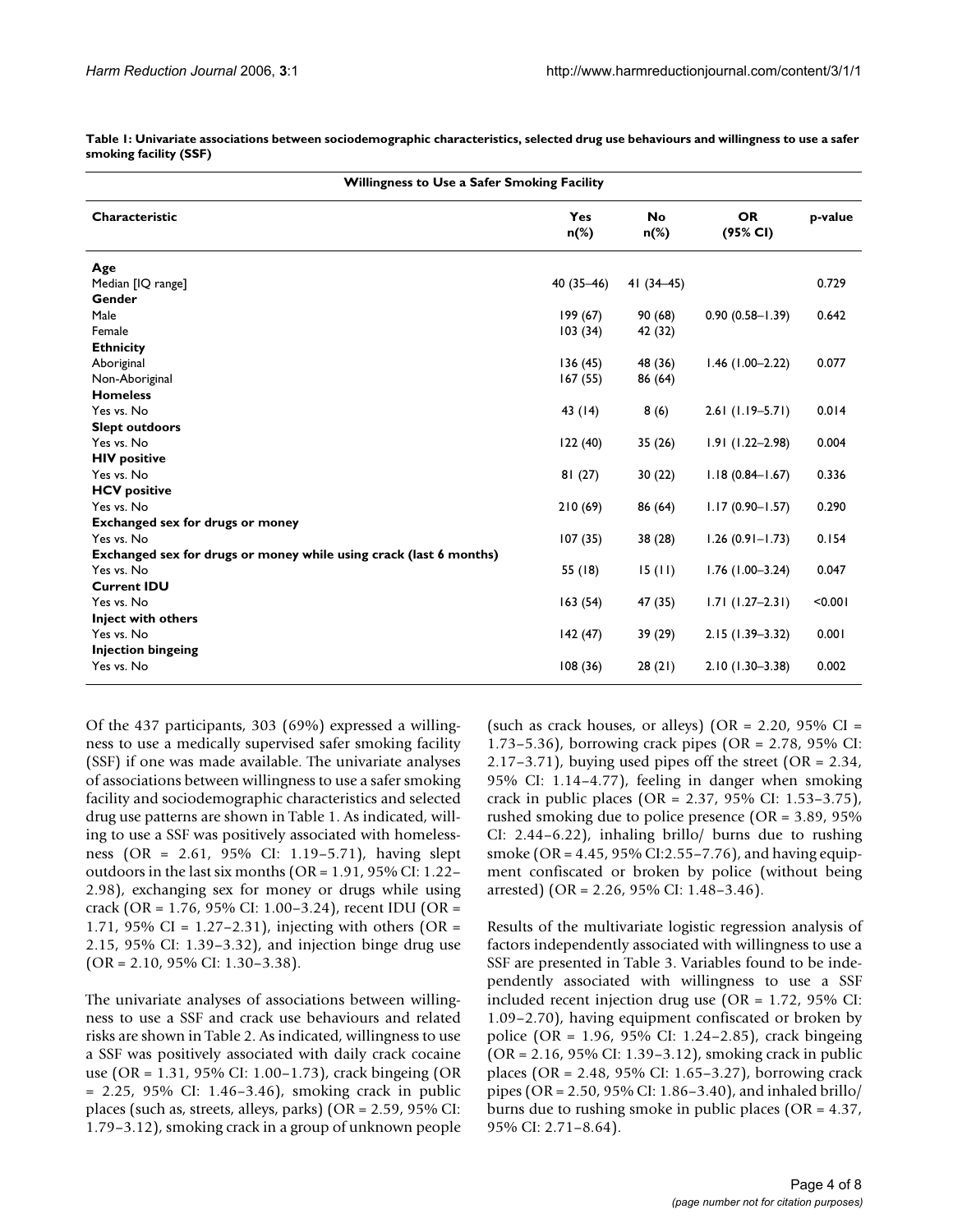**Table 1: Univariate associations between sociodemographic characteristics, selected drug use behaviours and willingness to use a safer smoking facility (SSF)**

| Willingness to Use a Safer Smoking Facility | | | | |
|---|---|---|---|---|
| **Characteristic** | **Yes n(%)** | **No n(%)** | **OR (95% CI)** | **p-value** |
| **Age** | | | | |
| Median [IQ range] | 40 (35–46) | 41 (34–45) | | 0.729 |
| **Gender** | | | | |
| Male | 199 (67) | 90 (68) | 0.90 (0.58–1.39) | 0.642 |
| Female | 103 (34) | 42 (32) | | |
| **Ethnicity** | | | | |
| Aboriginal | 136 (45) | 48 (36) | 1.46 (1.00–2.22) | 0.077 |
| Non-Aboriginal | 167 (55) | 86 (64) | | |
| **Homeless** | | | | |
| Yes vs. No | 43 (14) | 8 (6) | 2.61 (1.19–5.71) | 0.014 |
| **Slept outdoors** | | | | |
| Yes vs. No | 122 (40) | 35 (26) | 1.91 (1.22–2.98) | 0.004 |
| **HIV positive** | | | | |
| Yes vs. No | 81 (27) | 30 (22) | 1.18 (0.84–1.67) | 0.336 |
| **HCV positive** | | | | |
| Yes vs. No | 210 (69) | 86 (64) | 1.17 (0.90–1.57) | 0.290 |
| **Exchanged sex for drugs or money** | | | | |
| Yes vs. No | 107 (35) | 38 (28) | 1.26 (0.91–1.73) | 0.154 |
| **Exchanged sex for drugs or money while using crack (last 6 months)** | | | | |
| Yes vs. No | 55 (18) | 15 (11) | 1.76 (1.00–3.24) | 0.047 |
| **Current IDU** | | | | |
| Yes vs. No | 163 (54) | 47 (35) | 1.71 (1.27–2.31) | <0.001 |
| **Inject with others** | | | | |
| Yes vs. No | 142 (47) | 39 (29) | 2.15 (1.39–3.32) | 0.001 |
| **Injection bingeing** | | | | |
| Yes vs. No | 108 (36) | 28 (21) | 2.10 (1.30–3.38) | 0.002 |

Of the 437 participants, 303 (69%) expressed a willingness to use a medically supervised safer smoking facility (SSF) if one was made available. The univariate analyses of associations between willingness to use a safer smoking facility and sociodemographic characteristics and selected drug use patterns are shown in Table 1. As indicated, willing to use a SSF was positively associated with homelessness (OR = 2.61, 95% CI: 1.19–5.71), having slept outdoors in the last six months (OR = 1.91, 95% CI: 1.22–2.98), exchanging sex for money or drugs while using crack (OR = 1.76, 95% CI: 1.00–3.24), recent IDU (OR = 1.71, 95% CI = 1.27–2.31), injecting with others (OR = 2.15, 95% CI: 1.39–3.32), and injection binge drug use (OR = 2.10, 95% CI: 1.30–3.38).

The univariate analyses of associations between willingness to use a SSF and crack use behaviours and related risks are shown in Table 2. As indicated, willingness to use a SSF was positively associated with daily crack cocaine use (OR = 1.31, 95% CI: 1.00–1.73), crack bingeing (OR = 2.25, 95% CI: 1.46–3.46), smoking crack in public places (such as, streets, alleys, parks) (OR = 2.59, 95% CI: 1.79–3.12), smoking crack in a group of unknown people (such as crack houses, or alleys) (OR = 2.20, 95% CI = 1.73–5.36), borrowing crack pipes (OR = 2.78, 95% CI: 2.17–3.71), buying used pipes off the street (OR = 2.34, 95% CI: 1.14–4.77), feeling in danger when smoking crack in public places (OR = 2.37, 95% CI: 1.53–3.75), rushed smoking due to police presence (OR = 3.89, 95% CI: 2.44–6.22), inhaling brillo/ burns due to rushing smoke (OR = 4.45, 95% CI:2.55–7.76), and having equipment confiscated or broken by police (without being arrested) (OR = 2.26, 95% CI: 1.48–3.46).

Results of the multivariate logistic regression analysis of factors independently associated with willingness to use a SSF are presented in Table 3. Variables found to be independently associated with willingness to use a SSF included recent injection drug use (OR = 1.72, 95% CI: 1.09–2.70), having equipment confiscated or broken by police (OR = 1.96, 95% CI: 1.24–2.85), crack bingeing (OR = 2.16, 95% CI: 1.39–3.12), smoking crack in public places (OR = 2.48, 95% CI: 1.65–3.27), borrowing crack pipes (OR = 2.50, 95% CI: 1.86–3.40), and inhaled brillo/ burns due to rushing smoke in public places (OR = 4.37, 95% CI: 2.71–8.64).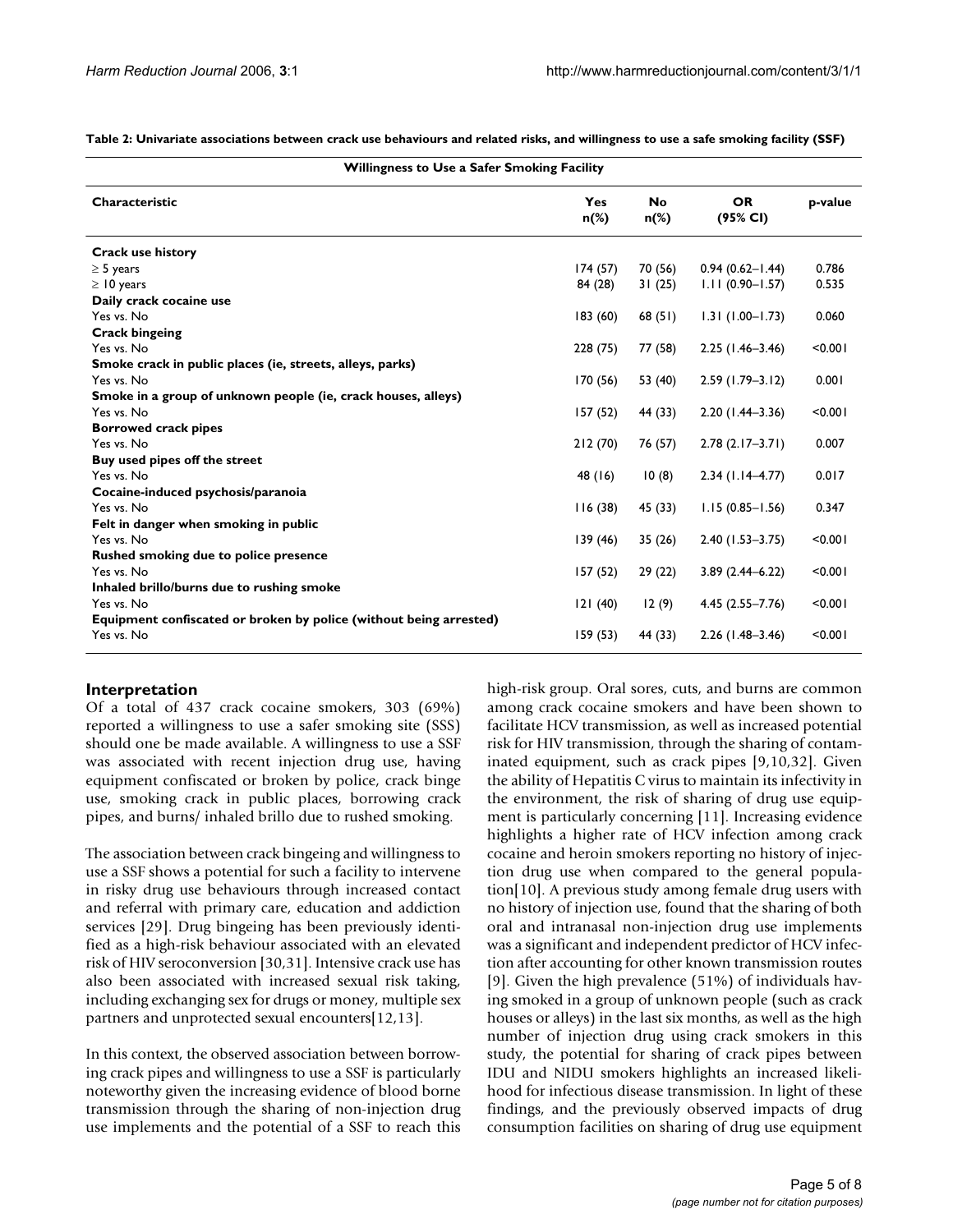**Table 2: Univariate associations between crack use behaviours and related risks, and willingness to use a safe smoking facility (SSF)**

| Characteristic | Willingness to Use a Safer Smoking Facility | | | |
|---|---|---|---|---|
| | Yes n(%) | No n(%) | OR (95% CI) | p-value |
| **Crack use history** | | | | |
| ≥ 5 years | 174 (57) | 70 (56) | 0.94 (0.62–1.44) | 0.786 |
| ≥ 10 years | 84 (28) | 31 (25) | 1.11 (0.90–1.57) | 0.535 |
| **Daily crack cocaine use** | | | | |
| Yes vs. No | 183 (60) | 68 (51) | 1.31 (1.00–1.73) | 0.060 |
| **Crack bingeing** | | | | |
| Yes vs. No | 228 (75) | 77 (58) | 2.25 (1.46–3.46) | <0.001 |
| **Smoke crack in public places (ie, streets, alleys, parks)** | | | | |
| Yes vs. No | 170 (56) | 53 (40) | 2.59 (1.79–3.12) | 0.001 |
| **Smoke in a group of unknown people (ie, crack houses, alleys)** | | | | |
| Yes vs. No | 157 (52) | 44 (33) | 2.20 (1.44–3.36) | <0.001 |
| **Borrowed crack pipes** | | | | |
| Yes vs. No | 212 (70) | 76 (57) | 2.78 (2.17–3.71) | 0.007 |
| **Buy used pipes off the street** | | | | |
| Yes vs. No | 48 (16) | 10 (8) | 2.34 (1.14–4.77) | 0.017 |
| **Cocaine-induced psychosis/paranoia** | | | | |
| Yes vs. No | 116 (38) | 45 (33) | 1.15 (0.85–1.56) | 0.347 |
| **Felt in danger when smoking in public** | | | | |
| Yes vs. No | 139 (46) | 35 (26) | 2.40 (1.53–3.75) | <0.001 |
| **Rushed smoking due to police presence** | | | | |
| Yes vs. No | 157 (52) | 29 (22) | 3.89 (2.44–6.22) | <0.001 |
| **Inhaled brillo/burns due to rushing smoke** | | | | |
| Yes vs. No | 121 (40) | 12 (9) | 4.45 (2.55–7.76) | <0.001 |
| **Equipment confiscated or broken by police (without being arrested)** | | | | |
| Yes vs. No | 159 (53) | 44 (33) | 2.26 (1.48–3.46) | <0.001 |

## Interpretation

Of a total of 437 crack cocaine smokers, 303 (69%) reported a willingness to use a safer smoking site (SSS) should one be made available. A willingness to use a SSF was associated with recent injection drug use, having equipment confiscated or broken by police, crack binge use, smoking crack in public places, borrowing crack pipes, and burns/ inhaled brillo due to rushed smoking.

The association between crack bingeing and willingness to use a SSF shows a potential for such a facility to intervene in risky drug use behaviours through increased contact and referral with primary care, education and addiction services [29]. Drug bingeing has been previously identified as a high-risk behaviour associated with an elevated risk of HIV seroconversion [30,31]. Intensive crack use has also been associated with increased sexual risk taking, including exchanging sex for drugs or money, multiple sex partners and unprotected sexual encounters[12,13].

In this context, the observed association between borrowing crack pipes and willingness to use a SSF is particularly noteworthy given the increasing evidence of blood borne transmission through the sharing of non-injection drug use implements and the potential of a SSF to reach this high-risk group. Oral sores, cuts, and burns are common among crack cocaine smokers and have been shown to facilitate HCV transmission, as well as increased potential risk for HIV transmission, through the sharing of contaminated equipment, such as crack pipes [9,10,32]. Given the ability of Hepatitis C virus to maintain its infectivity in the environment, the risk of sharing of drug use equipment is particularly concerning [11]. Increasing evidence highlights a higher rate of HCV infection among crack cocaine and heroin smokers reporting no history of injection drug use when compared to the general population[10]. A previous study among female drug users with no history of injection use, found that the sharing of both oral and intranasal non-injection drug use implements was a significant and independent predictor of HCV infection after accounting for other known transmission routes [9]. Given the high prevalence (51%) of individuals having smoked in a group of unknown people (such as crack houses or alleys) in the last six months, as well as the high number of injection drug using crack smokers in this study, the potential for sharing of crack pipes between IDU and NIDU smokers highlights an increased likelihood for infectious disease transmission. In light of these findings, and the previously observed impacts of drug consumption facilities on sharing of drug use equipment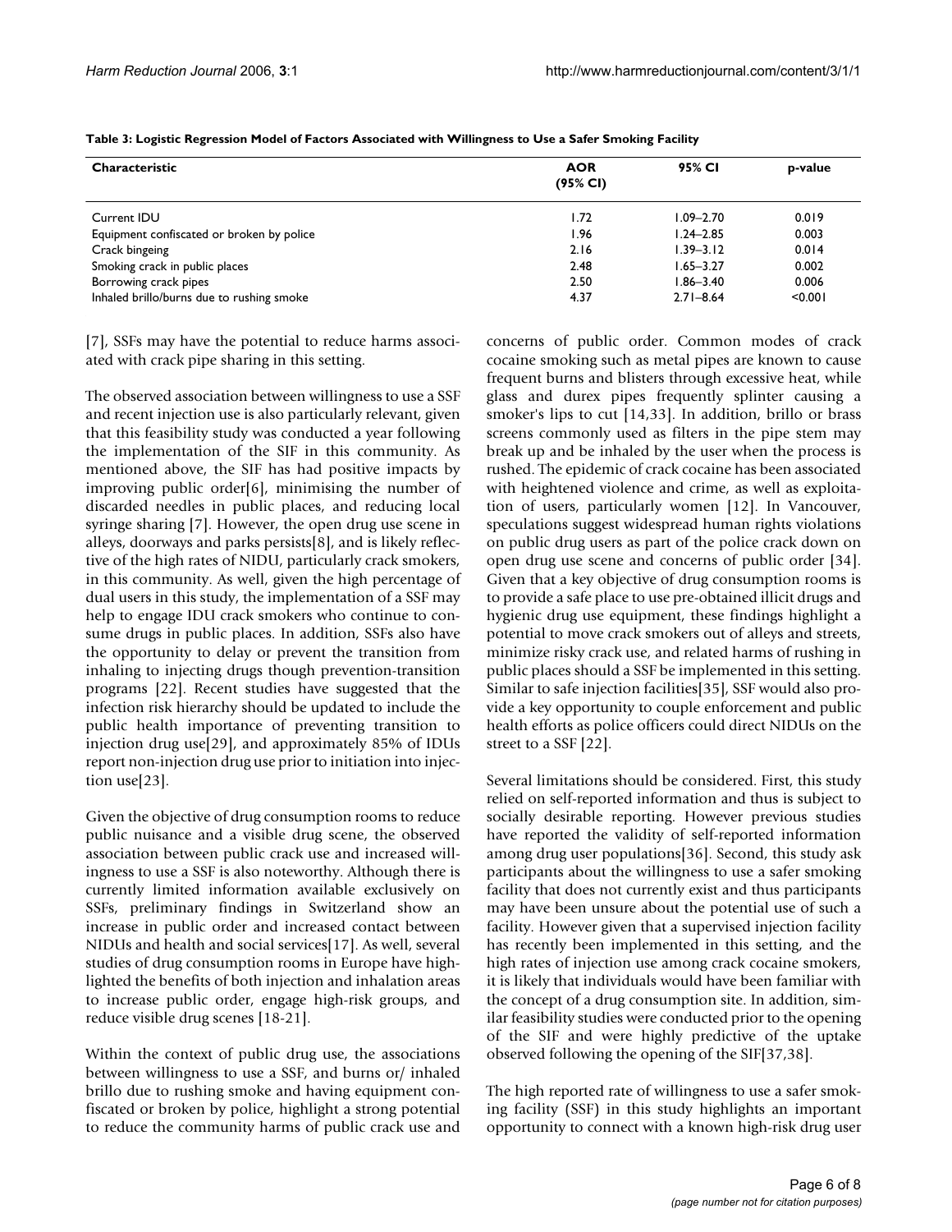**Table 3: Logistic Regression Model of Factors Associated with Willingness to Use a Safer Smoking Facility**

| Characteristic | AOR (95% CI) | 95% CI | p-value |
|---|---|---|---|
| Current IDU | 1.72 | 1.09–2.70 | 0.019 |
| Equipment confiscated or broken by police | 1.96 | 1.24–2.85 | 0.003 |
| Crack bingeing | 2.16 | 1.39–3.12 | 0.014 |
| Smoking crack in public places | 2.48 | 1.65–3.27 | 0.002 |
| Borrowing crack pipes | 2.50 | 1.86–3.40 | 0.006 |
| Inhaled brillo/burns due to rushing smoke | 4.37 | 2.71–8.64 | <0.001 |

[7], SSFs may have the potential to reduce harms associated with crack pipe sharing in this setting.

The observed association between willingness to use a SSF and recent injection use is also particularly relevant, given that this feasibility study was conducted a year following the implementation of the SIF in this community. As mentioned above, the SIF has had positive impacts by improving public order[6], minimising the number of discarded needles in public places, and reducing local syringe sharing [7]. However, the open drug use scene in alleys, doorways and parks persists[8], and is likely reflective of the high rates of NIDU, particularly crack smokers, in this community. As well, given the high percentage of dual users in this study, the implementation of a SSF may help to engage IDU crack smokers who continue to consume drugs in public places. In addition, SSFs also have the opportunity to delay or prevent the transition from inhaling to injecting drugs though prevention-transition programs [22]. Recent studies have suggested that the infection risk hierarchy should be updated to include the public health importance of preventing transition to injection drug use[29], and approximately 85% of IDUs report non-injection drug use prior to initiation into injection use[23].

Given the objective of drug consumption rooms to reduce public nuisance and a visible drug scene, the observed association between public crack use and increased willingness to use a SSF is also noteworthy. Although there is currently limited information available exclusively on SSFs, preliminary findings in Switzerland show an increase in public order and increased contact between NIDUs and health and social services[17]. As well, several studies of drug consumption rooms in Europe have highlighted the benefits of both injection and inhalation areas to increase public order, engage high-risk groups, and reduce visible drug scenes [18-21].

Within the context of public drug use, the associations between willingness to use a SSF, and burns or/ inhaled brillo due to rushing smoke and having equipment confiscated or broken by police, highlight a strong potential to reduce the community harms of public crack use and concerns of public order. Common modes of crack cocaine smoking such as metal pipes are known to cause frequent burns and blisters through excessive heat, while glass and durex pipes frequently splinter causing a smoker's lips to cut [14,33]. In addition, brillo or brass screens commonly used as filters in the pipe stem may break up and be inhaled by the user when the process is rushed. The epidemic of crack cocaine has been associated with heightened violence and crime, as well as exploitation of users, particularly women [12]. In Vancouver, speculations suggest widespread human rights violations on public drug users as part of the police crack down on open drug use scene and concerns of public order [34]. Given that a key objective of drug consumption rooms is to provide a safe place to use pre-obtained illicit drugs and hygienic drug use equipment, these findings highlight a potential to move crack smokers out of alleys and streets, minimize risky crack use, and related harms of rushing in public places should a SSF be implemented in this setting. Similar to safe injection facilities[35], SSF would also provide a key opportunity to couple enforcement and public health efforts as police officers could direct NIDUs on the street to a SSF [22].

Several limitations should be considered. First, this study relied on self-reported information and thus is subject to socially desirable reporting. However previous studies have reported the validity of self-reported information among drug user populations[36]. Second, this study ask participants about the willingness to use a safer smoking facility that does not currently exist and thus participants may have been unsure about the potential use of such a facility. However given that a supervised injection facility has recently been implemented in this setting, and the high rates of injection use among crack cocaine smokers, it is likely that individuals would have been familiar with the concept of a drug consumption site. In addition, similar feasibility studies were conducted prior to the opening of the SIF and were highly predictive of the uptake observed following the opening of the SIF[37,38].

The high reported rate of willingness to use a safer smoking facility (SSF) in this study highlights an important opportunity to connect with a known high-risk drug user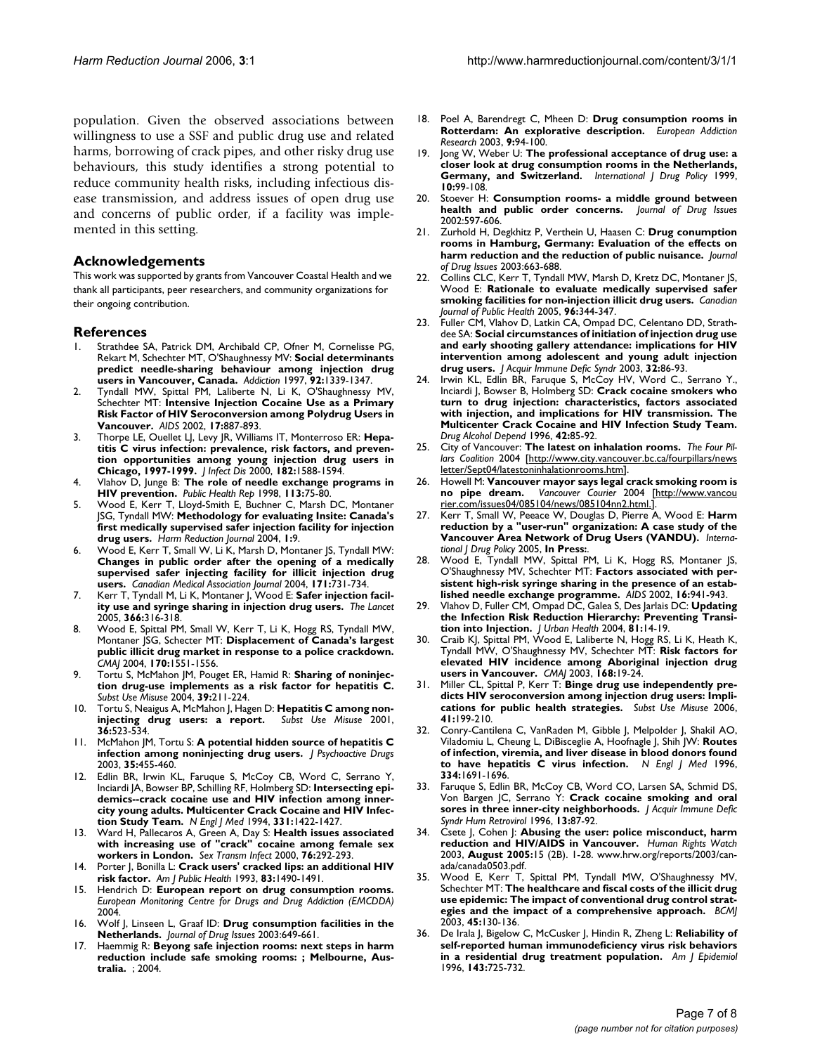population. Given the observed associations between willingness to use a SSF and public drug use and related harms, borrowing of crack pipes, and other risky drug use behaviours, this study identifies a strong potential to reduce community health risks, including infectious disease transmission, and address issues of open drug use and concerns of public order, if a facility was implemented in this setting.

## Acknowledgements

This work was supported by grants from Vancouver Coastal Health and we thank all participants, peer researchers, and community organizations for their ongoing contribution.

## References

1. Strathdee SA, Patrick DM, Archibald CP, Ofner M, Cornelisse PG, Rekart M, Schechter MT, O'Shaughnessy MV: **Social determinants predict needle-sharing behaviour among injection drug users in Vancouver, Canada.** *Addiction* 1997, **92:**1339-1347.
2. Tyndall MW, Spittal PM, Laliberte N, Li K, O'Shaughnessy MV, Schechter MT: **Intensive Injection Cocaine Use as a Primary Risk Factor of HIV Seroconversion among Polydrug Users in Vancouver.** *AIDS* 2002, **17:**887-893.
3. Thorpe LE, Ouellet LJ, Levy JR, Williams IT, Monterroso ER: **Hepatitis C virus infection: prevalence, risk factors, and prevention opportunities among young injection drug users in Chicago, 1997-1999.** *J Infect Dis* 2000, **182:**1588-1594.
4. Vlahov D, Junge B: **The role of needle exchange programs in HIV prevention.** *Public Health Rep* 1998, **113:**75-80.
5. Wood E, Kerr T, Lloyd-Smith E, Buchner C, Marsh DC, Montaner JSG, Tyndall MW: **Methodology for evaluating Insite: Canada's first medically supervised safer injection facility for injection drug users.** *Harm Reduction Journal* 2004, **1:**9.
6. Wood E, Kerr T, Small W, Li K, Marsh D, Montaner JS, Tyndall MW: **Changes in public order after the opening of a medically supervised safer injecting facility for illicit injection drug users.** *Canadian Medical Association Journal* 2004, **171:**731-734.
7. Kerr T, Tyndall M, Li K, Montaner J, Wood E: **Safer injection facility use and syringe sharing in injection drug users.** *The Lancet* 2005, **366:**316-318.
8. Wood E, Spittal PM, Small W, Kerr T, Li K, Hogg RS, Tyndall MW, Montaner JSG, Schecter MT: **Displacement of Canada's largest public illicit drug market in response to a police crackdown.** *CMAJ* 2004, **170:**1551-1556.
9. Tortu S, McMahon JM, Pouget ER, Hamid R: **Sharing of noninjection drug-use implements as a risk factor for hepatitis C.** *Subst Use Misuse* 2004, **39:**211-224.
10. Tortu S, Neaigus A, McMahon J, Hagen D: **Hepatitis C among noninjecting drug users: a report.** *Subst Use Misuse* 2001, **36:**523-534.
11. McMahon JM, Tortu S: **A potential hidden source of hepatitis C infection among noninjecting drug users.** *J Psychoactive Drugs* 2003, **35:**455-460.
12. Edlin BR, Irwin KL, Faruque S, McCoy CB, Word C, Serrano Y, Inciardi JA, Bowser BP, Schilling RF, Holmberg SD: **Intersecting epidemics--crack cocaine use and HIV infection among inner-city young adults. Multicenter Crack Cocaine and HIV Infection Study Team.** *N Engl J Med* 1994, **331:**1422-1427.
13. Ward H, Pallecaros A, Green A, Day S: **Health issues associated with increasing use of "crack" cocaine among female sex workers in London.** *Sex Transm Infect* 2000, **76:**292-293.
14. Porter J, Bonilla L: **Crack users' cracked lips: an additional HIV risk factor.** *Am J Public Health* 1993, **83:**1490-1491.
15. Hendrich D: **European report on drug consumption rooms.** *European Monitoring Centre for Drugs and Drug Addiction (EMCDDA)* 2004.
16. Wolf J, Linseen L, Graaf ID: **Drug consumption facilities in the Netherlands.** *Journal of Drug Issues* 2003:649-661.
17. Haemmig R: **Beyong safe injection rooms: next steps in harm reduction include safe smoking rooms: ; Melbourne, Australia.** ; 2004.
18. Poel A, Barendregt C, Mheen D: **Drug consumption rooms in Rotterdam: An explorative description.** *European Addiction Research* 2003, **9:**94-100.
19. Jong W, Weber U: **The professional acceptance of drug use: a closer look at drug consumption rooms in the Netherlands, Germany, and Switzerland.** *International J Drug Policy* 1999, **10:**99-108.
20. Stoever H: **Consumption rooms- a middle ground between health and public order concerns.** *Journal of Drug Issues* 2002:597-606.
21. Zurhold H, Degkhitz P, Verthein U, Haasen C: **Drug conumption rooms in Hamburg, Germany: Evaluation of the effects on harm reduction and the reduction of public nuisance.** *Journal of Drug Issues* 2003:663-688.
22. Collins CLC, Kerr T, Tyndall MW, Marsh D, Kretz DC, Montaner JS, Wood E: **Rationale to evaluate medically supervised safer smoking facilities for non-injection illicit drug users.** *Canadian Journal of Public Health* 2005, **96:**344-347.
23. Fuller CM, Vlahov D, Latkin CA, Ompad DC, Celentano DD, Strathdee SA: **Social circumstances of initiation of injection drug use and early shooting gallery attendance: implications for HIV intervention among adolescent and young adult injection drug users.** *J Acquir Immune Defic Syndr* 2003, **32:**86-93.
24. Irwin KL, Edlin BR, Faruque S, McCoy HV, Word C., Serrano Y., Inciardi J, Bowser B, Holmberg SD: **Crack cocaine smokers who turn to drug injection: characteristics, factors associated with injection, and implications for HIV transmission. The Multicenter Crack Cocaine and HIV Infection Study Team.** *Drug Alcohol Depend* 1996, **42:**85-92.
25. City of Vancouver: **The latest on inhalation rooms.** *The Four Pillars Coalition* 2004 [http://www.city.vancouver.bc.ca/fourpillars/newsletter/Sept04/latestoninhalationrooms.htm].
26. Howell M: **Vancouver mayor says legal crack smoking room is no pipe dream.** *Vancouver Courier* 2004 [http://www.vancourier.com/issues04/085104/news/085104nn2.html.].
27. Kerr T, Small W, Peeace W, Douglas D, Pierre A, Wood E: **Harm reduction by a "user-run" organization: A case study of the Vancouver Area Network of Drug Users (VANDU).** *International J Drug Policy* 2005, **In Press:**.
28. Wood E, Tyndall MW, Spittal PM, Li K, Hogg RS, Montaner JS, O'Shaughnessy MV, Schechter MT: **Factors associated with persistent high-risk syringe sharing in the presence of an established needle exchange programme.** *AIDS* 2002, **16:**941-943.
29. Vlahov D, Fuller CM, Ompad DC, Galea S, Des Jarlais DC: **Updating the Infection Risk Reduction Hierarchy: Preventing Transition into Injection.** *J Urban Health* 2004, **81:**14-19.
30. Craib KJ, Spittal PM, Wood E, Laliberte N, Hogg RS, Li K, Heath K, Tyndall MW, O'Shaughnessy MV, Schechter MT: **Risk factors for elevated HIV incidence among Aboriginal injection drug users in Vancouver.** *CMAJ* 2003, **168:**19-24.
31. Miller CL, Spittal P, Kerr T: **Binge drug use independently predicts HIV seroconversion among injection drug users: Implications for public health strategies.** *Subst Use Misuse* 2006, **41:**199-210.
32. Conry-Cantilena C, VanRaden M, Gibble J, Melpolder J, Shakil AO, Viladomiu L, Cheung L, DiBisceglie A, Hoofnagle J, Shih JW: **Routes of infection, viremia, and liver disease in blood donors found to have hepatitis C virus infection.** *N Engl J Med* 1996, **334:**1691-1696.
33. Faruque S, Edlin BR, McCoy CB, Word CO, Larsen SA, Schmid DS, Von Bargen JC, Serrano Y: **Crack cocaine smoking and oral sores in three inner-city neighborhoods.** *J Acquir Immune Defic Syndr Hum Retrovirol* 1996, **13:**87-92.
34. Csete J, Cohen J: **Abusing the user: police misconduct, harm reduction and HIV/AIDS in Vancouver.** *Human Rights Watch* 2003, **August 2005:**15 (2B). 1-28. www.hrw.org/reports/2003/canada/canada0503.pdf.
35. Wood E, Kerr T, Spittal PM, Tyndall MW, O'Shaughnessy MV, Schechter MT: **The healthcare and fiscal costs of the illicit drug use epidemic: The impact of conventional drug control strategies and the impact of a comprehensive approach.** *BCMJ* 2003, **45:**130-136.
36. De Irala J, Bigelow C, McCusker J, Hindin R, Zheng L: **Reliability of self-reported human immunodeficiency virus risk behaviors in a residential drug treatment population.** *Am J Epidemiol* 1996, **143:**725-732.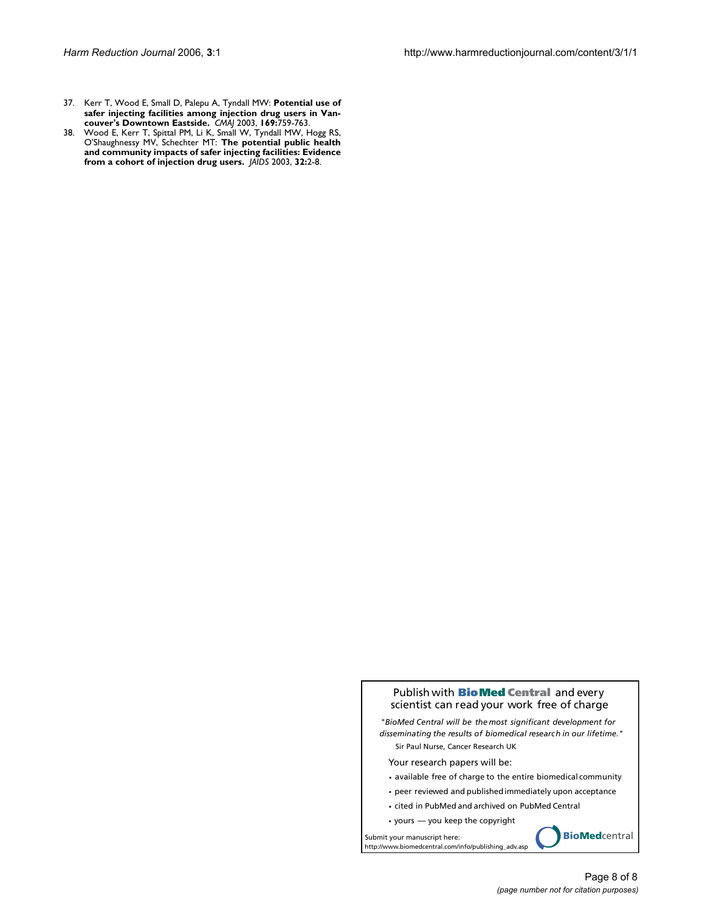37. Kerr T, Wood E, Small D, Palepu A, Tyndall MW: **Potential use of safer injecting facilities among injection drug users in Vancouver's Downtown Eastside.** *CMAJ* 2003, **169:**759-763.
38. Wood E, Kerr T, Spittal PM, Li K, Small W, Tyndall MW, Hogg RS, O'Shaughnessy MV, Schechter MT: **The potential public health and community impacts of safer injecting facilities: Evidence from a cohort of injection drug users.** *JAIDS* 2003, **32:**2-8.

Publish with **BioMed Central** and every scientist can read your work free of charge

*"BioMed Central will be the most significant development for disseminating the results of biomedical research in our lifetime."*

Sir Paul Nurse, Cancer Research UK

Your research papers will be:

- available free of charge to the entire biomedical community
- peer reviewed and published immediately upon acceptance
- cited in PubMed and archived on PubMed Central
- yours — you keep the copyright

Submit your manuscript here:
http://www.biomedcentral.com/info/publishing_adv.asp

**BioMed**central